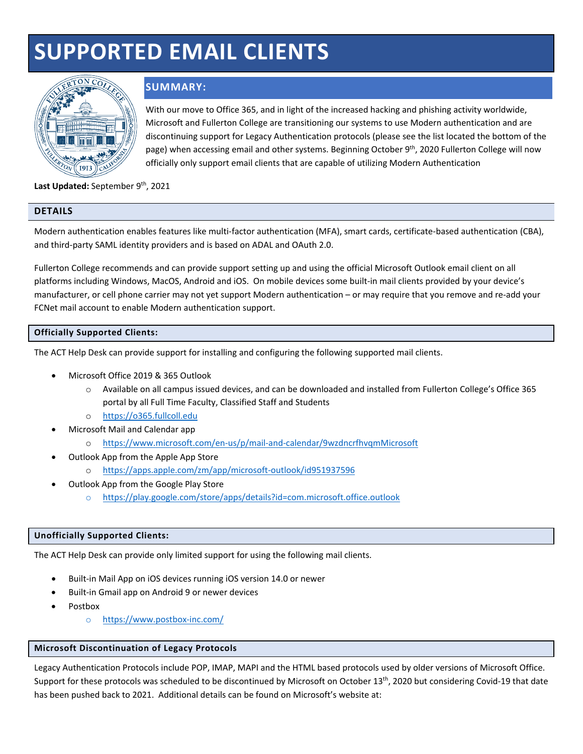# SUPPORTED EMAIL CLIENTS

## SUMMARY:

With our move to Office 365, and in light of the increased hacking and phishing activity worldwide, Microsoft and Fullerton College are transitioning our systems to use Modern authentication and are discontinuing support for Legacy Authentication protocols (please see the list located the bottom of the page) when accessing email and other systems. Beginning October 9th, 2020 Fullerton College will now officially only support email clients that are capable of utilizing Modern Authentication

**Last Updated:** September 9th, 2021

## DETAILS

Modern authentication enables features like multi-factor authentication (MFA), smart cards, certificate-based authentication (CBA), and third-party SAML identity providers and is based on ADAL and OAuth 2.0.

Fullerton College recommends and can provide support setting up and using the official Microsoft Outlook email client on all platforms including Windows, MacOS, Android and iOS. On mobile devices some built-in mail clients provided by your device's manufacturer, or cell phone carrier may not yet support Modern authentication – or may require that you remove and re-add your FCNet mail account to enable Modern authentication support.

### Officially Supported Clients:

The ACT Help Desk can provide support for installing and configuring the following supported mail clients.

- Microsoft Office 2019 & 365 Outlook
  - Available on all campus issued devices, and can be downloaded and installed from Fullerton College's Office 365 portal by all Full Time Faculty, Classified Staff and Students
  - https://o365.fullcoll.edu
- Microsoft Mail and Calendar app
  - https://www.microsoft.com/en-us/p/mail-and-calendar/9wzdncrfhvqmMicrosoft
- Outlook App from the Apple App Store
  - https://apps.apple.com/zm/app/microsoft-outlook/id951937596
- Outlook App from the Google Play Store
  - https://play.google.com/store/apps/details?id=com.microsoft.office.outlook

### Unofficially Supported Clients:

The ACT Help Desk can provide only limited support for using the following mail clients.

- Built-in Mail App on iOS devices running iOS version 14.0 or newer
- Built-in Gmail app on Android 9 or newer devices
- Postbox
  - https://www.postbox-inc.com/

### Microsoft Discontinuation of Legacy Protocols

Legacy Authentication Protocols include POP, IMAP, MAPI and the HTML based protocols used by older versions of Microsoft Office. Support for these protocols was scheduled to be discontinued by Microsoft on October 13th, 2020 but considering Covid-19 that date has been pushed back to 2021. Additional details can be found on Microsoft's website at: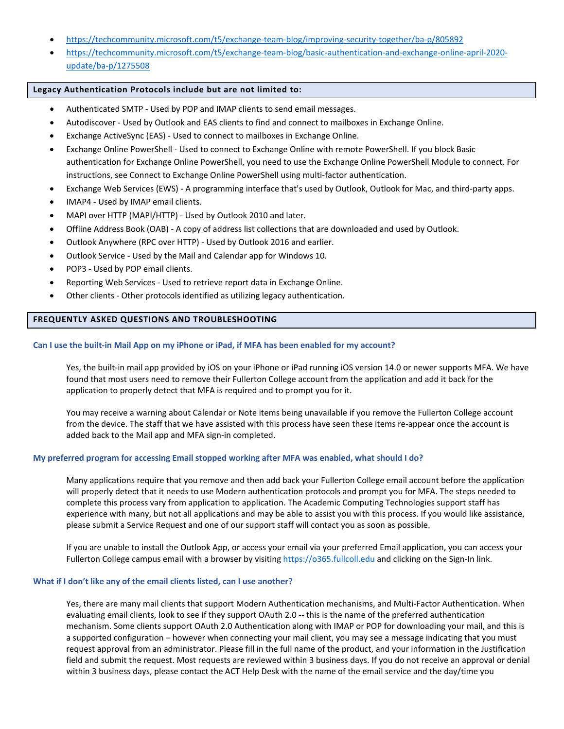- https://techcommunity.microsoft.com/t5/exchange-team-blog/improving-security-together/ba-p/805892
- https://techcommunity.microsoft.com/t5/exchange-team-blog/basic-authentication-and-exchange-online-april-2020-update/ba-p/1275508

## Legacy Authentication Protocols include but are not limited to:

- Authenticated SMTP - Used by POP and IMAP clients to send email messages.
- Autodiscover - Used by Outlook and EAS clients to find and connect to mailboxes in Exchange Online.
- Exchange ActiveSync (EAS) - Used to connect to mailboxes in Exchange Online.
- Exchange Online PowerShell - Used to connect to Exchange Online with remote PowerShell. If you block Basic authentication for Exchange Online PowerShell, you need to use the Exchange Online PowerShell Module to connect. For instructions, see Connect to Exchange Online PowerShell using multi-factor authentication.
- Exchange Web Services (EWS) - A programming interface that's used by Outlook, Outlook for Mac, and third-party apps.
- IMAP4 - Used by IMAP email clients.
- MAPI over HTTP (MAPI/HTTP) - Used by Outlook 2010 and later.
- Offline Address Book (OAB) - A copy of address list collections that are downloaded and used by Outlook.
- Outlook Anywhere (RPC over HTTP) - Used by Outlook 2016 and earlier.
- Outlook Service - Used by the Mail and Calendar app for Windows 10.
- POP3 - Used by POP email clients.
- Reporting Web Services - Used to retrieve report data in Exchange Online.
- Other clients - Other protocols identified as utilizing legacy authentication.

## FREQUENTLY ASKED QUESTIONS AND TROUBLESHOOTING

### Can I use the built-in Mail App on my iPhone or iPad, if MFA has been enabled for my account?

Yes, the built-in mail app provided by iOS on your iPhone or iPad running iOS version 14.0 or newer supports MFA. We have found that most users need to remove their Fullerton College account from the application and add it back for the application to properly detect that MFA is required and to prompt you for it.

You may receive a warning about Calendar or Note items being unavailable if you remove the Fullerton College account from the device. The staff that we have assisted with this process have seen these items re-appear once the account is added back to the Mail app and MFA sign-in completed.

### My preferred program for accessing Email stopped working after MFA was enabled, what should I do?

Many applications require that you remove and then add back your Fullerton College email account before the application will properly detect that it needs to use Modern authentication protocols and prompt you for MFA. The steps needed to complete this process vary from application to application. The Academic Computing Technologies support staff has experience with many, but not all applications and may be able to assist you with this process. If you would like assistance, please submit a Service Request and one of our support staff will contact you as soon as possible.

If you are unable to install the Outlook App, or access your email via your preferred Email application, you can access your Fullerton College campus email with a browser by visiting https://o365.fullcoll.edu and clicking on the Sign-In link.

### What if I don't like any of the email clients listed, can I use another?

Yes, there are many mail clients that support Modern Authentication mechanisms, and Multi-Factor Authentication. When evaluating email clients, look to see if they support OAuth 2.0 -- this is the name of the preferred authentication mechanism. Some clients support OAuth 2.0 Authentication along with IMAP or POP for downloading your mail, and this is a supported configuration – however when connecting your mail client, you may see a message indicating that you must request approval from an administrator. Please fill in the full name of the product, and your information in the Justification field and submit the request. Most requests are reviewed within 3 business days. If you do not receive an approval or denial within 3 business days, please contact the ACT Help Desk with the name of the email service and the day/time you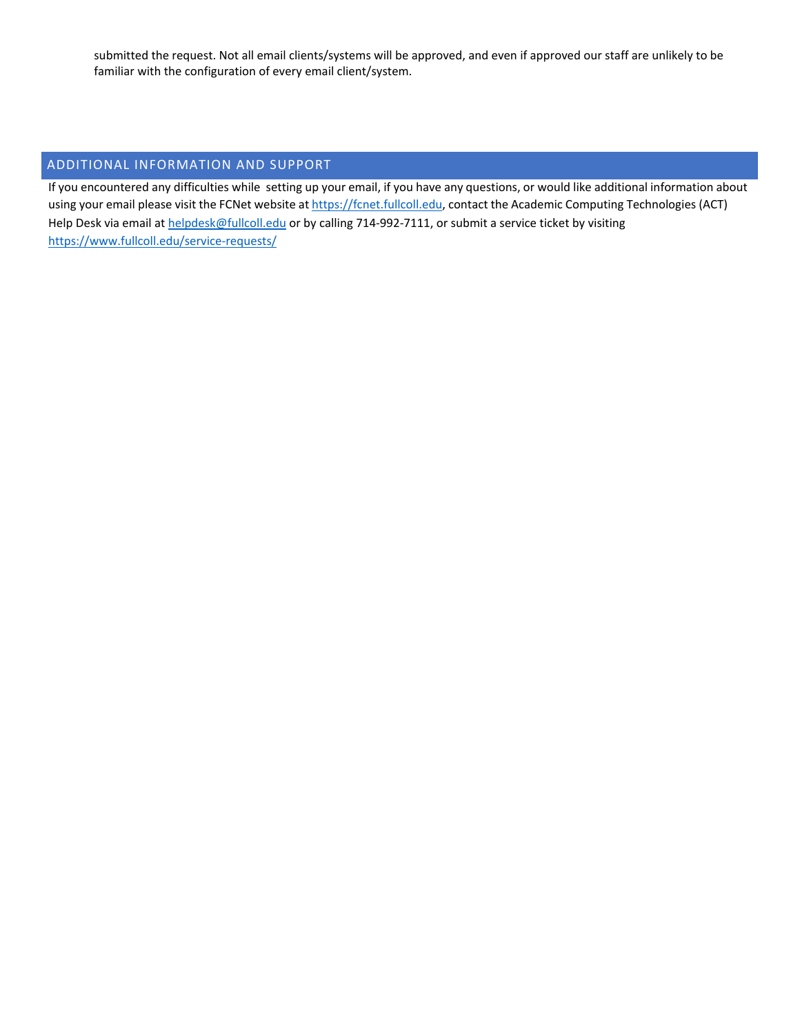submitted the request. Not all email clients/systems will be approved, and even if approved our staff are unlikely to be familiar with the configuration of every email client/system.

## ADDITIONAL INFORMATION AND SUPPORT

If you encountered any difficulties while setting up your email, if you have any questions, or would like additional information about using your email please visit the FCNet website at https://fcnet.fullcoll.edu, contact the Academic Computing Technologies (ACT) Help Desk via email at helpdesk@fullcoll.edu or by calling 714-992-7111, or submit a service ticket by visiting https://www.fullcoll.edu/service-requests/